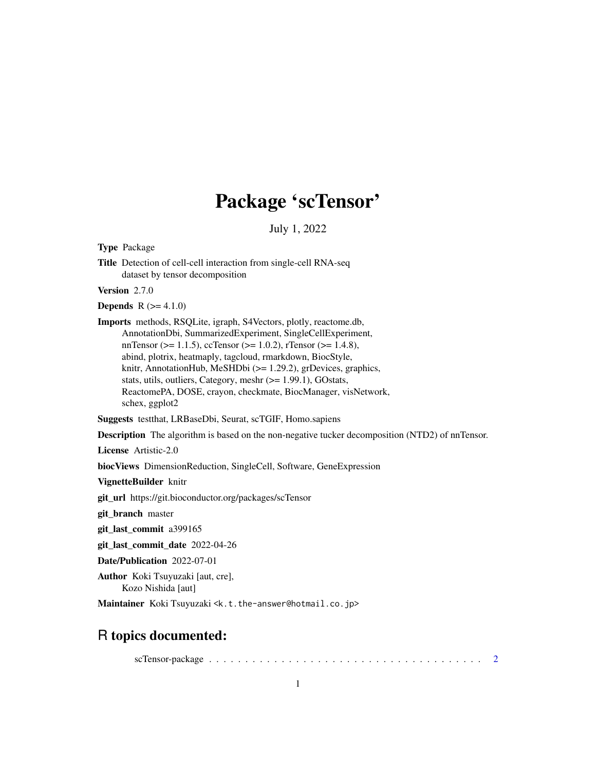# Package 'scTensor'

July 1, 2022

**Type** Package

**Title** Detection of cell-cell interaction from single-cell RNA-seq dataset by tensor decomposition

**Version** 2.7.0

**Depends** R (>= 4.1.0)

**Imports** methods, RSQLite, igraph, S4Vectors, plotly, reactome.db, AnnotationDbi, SummarizedExperiment, SingleCellExperiment, nnTensor (>= 1.1.5), ccTensor (>= 1.0.2), rTensor (>= 1.4.8), abind, plotrix, heatmaply, tagcloud, rmarkdown, BiocStyle, knitr, AnnotationHub, MeSHDbi (>= 1.29.2), grDevices, graphics, stats, utils, outliers, Category, meshr (>= 1.99.1), GOstats, ReactomePA, DOSE, crayon, checkmate, BiocManager, visNetwork, schex, ggplot2

**Suggests** testthat, LRBaseDbi, Seurat, scTGIF, Homo.sapiens

**Description** The algorithm is based on the non-negative tucker decomposition (NTD2) of nnTensor.

**License** Artistic-2.0

**biocViews** DimensionReduction, SingleCell, Software, GeneExpression

**VignetteBuilder** knitr

**git_url** https://git.bioconductor.org/packages/scTensor

**git_branch** master

**git_last_commit** a399165

**git_last_commit_date** 2022-04-26

**Date/Publication** 2022-07-01

**Author** Koki Tsuyuzaki [aut, cre], Kozo Nishida [aut]

**Maintainer** Koki Tsuyuzaki <k.t.the-answer@hotmail.co.jp>

## R topics documented:

scTensor-package . . . . . . . . . . . . . . . . . . . . . . . . . . . . . . . . . . . . . . . . 2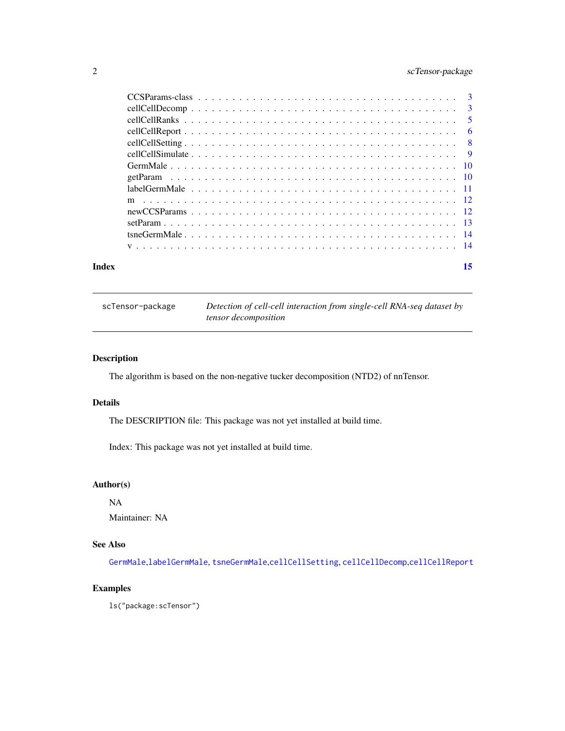| | |
|---|---|
| CCSParams-class | 3 |
| cellCellDecomp | 3 |
| cellCellRanks | 5 |
| cellCellReport | 6 |
| cellCellSetting | 8 |
| cellCellSimulate | 9 |
| GermMale | 10 |
| getParam | 10 |
| labelGermMale | 11 |
| m | 12 |
| newCCSParams | 12 |
| setParam | 13 |
| tsneGermMale | 14 |
| v | 14 |

**Index** **15**

---

`scTensor-package` *Detection of cell-cell interaction from single-cell RNA-seq dataset by tensor decomposition*

---

## Description

The algorithm is based on the non-negative tucker decomposition (NTD2) of nnTensor.

## Details

The DESCRIPTION file: This package was not yet installed at build time.

Index: This package was not yet installed at build time.

## Author(s)

NA

Maintainer: NA

## See Also

`GermMale`,`labelGermMale`, `tsneGermMale`,`cellCellSetting`, `cellCellDecomp`,`cellCellReport`

## Examples

```
ls("package:scTensor")
```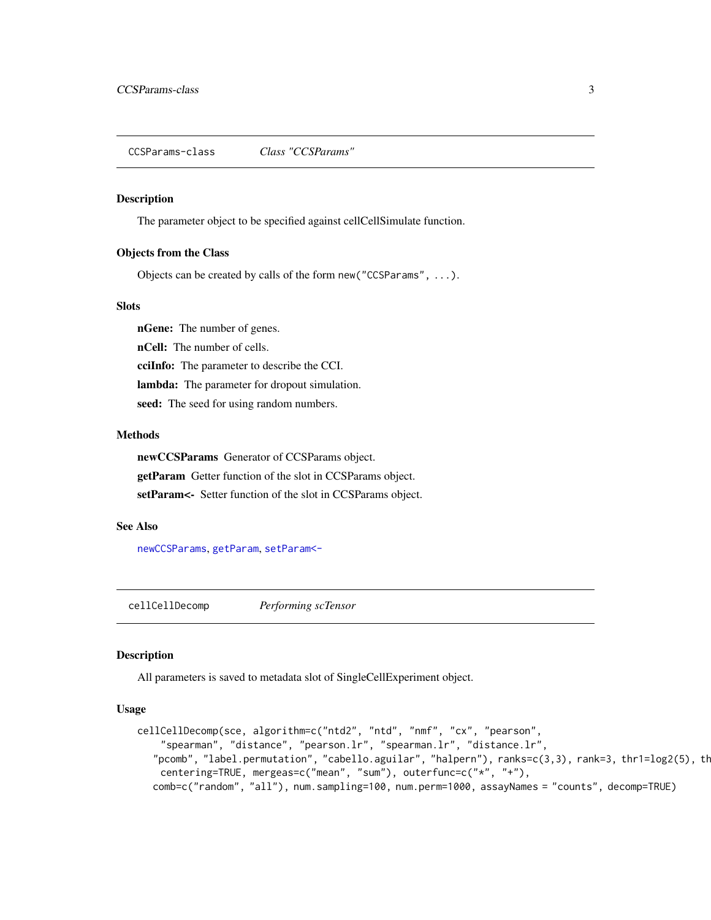## CCSParams-class *Class "CCSParams"*

### Description

The parameter object to be specified against cellCellSimulate function.

### Objects from the Class

Objects can be created by calls of the form `new("CCSParams", ...)`.

### Slots

**nGene:** The number of genes.

**nCell:** The number of cells.

**cciInfo:** The parameter to describe the CCI.

**lambda:** The parameter for dropout simulation.

**seed:** The seed for using random numbers.

### Methods

**newCCSParams** Generator of CCSParams object.

**getParam** Getter function of the slot in CCSParams object.

**setParam<-** Setter function of the slot in CCSParams object.

### See Also

newCCSParams, getParam, setParam<-

## cellCellDecomp *Performing scTensor*

### Description

All parameters is saved to metadata slot of SingleCellExperiment object.

### Usage

```
cellCellDecomp(sce, algorithm=c("ntd2", "ntd", "nmf", "cx", "pearson",
    "spearman", "distance", "pearson.lr", "spearman.lr", "distance.lr",
   "pcomb", "label.permutation", "cabello.aguilar", "halpern"), ranks=c(3,3), rank=3, thr1=log2(5), th
    centering=TRUE, mergeas=c("mean", "sum"), outerfunc=c("*", "+"),
   comb=c("random", "all"), num.sampling=100, num.perm=1000, assayNames = "counts", decomp=TRUE)
```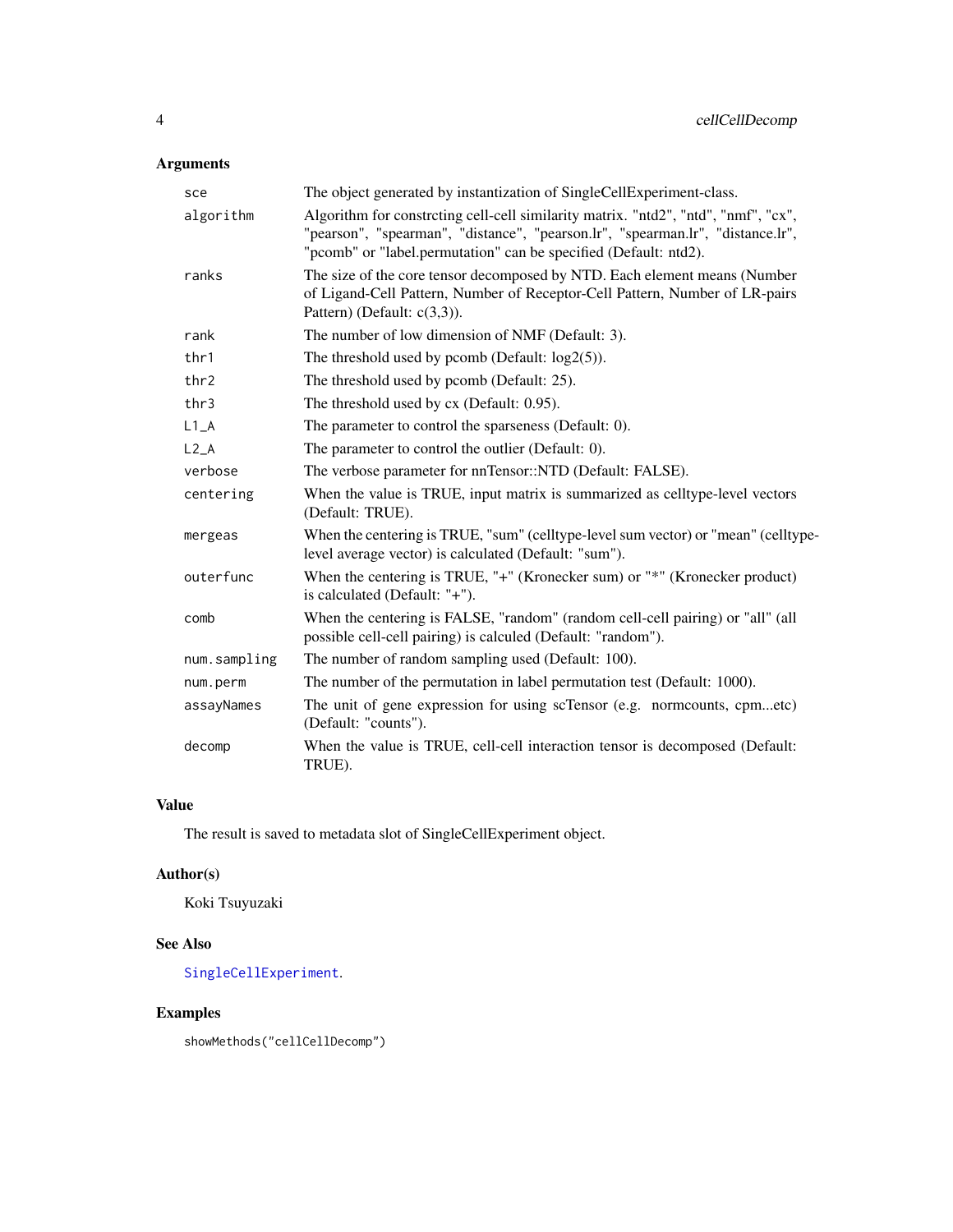## Arguments

| | |
|---|---|
| sce | The object generated by instantization of SingleCellExperiment-class. |
| algorithm | Algorithm for constrcting cell-cell similarity matrix. "ntd2", "ntd", "nmf", "cx", "pearson", "spearman", "distance", "pearson.lr", "spearman.lr", "distance.lr", "pcomb" or "label.permutation" can be specified (Default: ntd2). |
| ranks | The size of the core tensor decomposed by NTD. Each element means (Number of Ligand-Cell Pattern, Number of Receptor-Cell Pattern, Number of LR-pairs Pattern) (Default: c(3,3)). |
| rank | The number of low dimension of NMF (Default: 3). |
| thr1 | The threshold used by pcomb (Default: log2(5)). |
| thr2 | The threshold used by pcomb (Default: 25). |
| thr3 | The threshold used by cx (Default: 0.95). |
| L1_A | The parameter to control the sparseness (Default: 0). |
| L2_A | The parameter to control the outlier (Default: 0). |
| verbose | The verbose parameter for nnTensor::NTD (Default: FALSE). |
| centering | When the value is TRUE, input matrix is summarized as celltype-level vectors (Default: TRUE). |
| mergeas | When the centering is TRUE, "sum" (celltype-level sum vector) or "mean" (celltype-level average vector) is calculated (Default: "sum"). |
| outerfunc | When the centering is TRUE, "+" (Kronecker sum) or "*" (Kronecker product) is calculated (Default: "+"). |
| comb | When the centering is FALSE, "random" (random cell-cell pairing) or "all" (all possible cell-cell pairing) is calculed (Default: "random"). |
| num.sampling | The number of random sampling used (Default: 100). |
| num.perm | The number of the permutation in label permutation test (Default: 1000). |
| assayNames | The unit of gene expression for using scTensor (e.g. normcounts, cpm...etc) (Default: "counts"). |
| decomp | When the value is TRUE, cell-cell interaction tensor is decomposed (Default: TRUE). |

## Value

The result is saved to metadata slot of SingleCellExperiment object.

## Author(s)

Koki Tsuyuzaki

## See Also

SingleCellExperiment.

## Examples

```
showMethods("cellCellDecomp")
```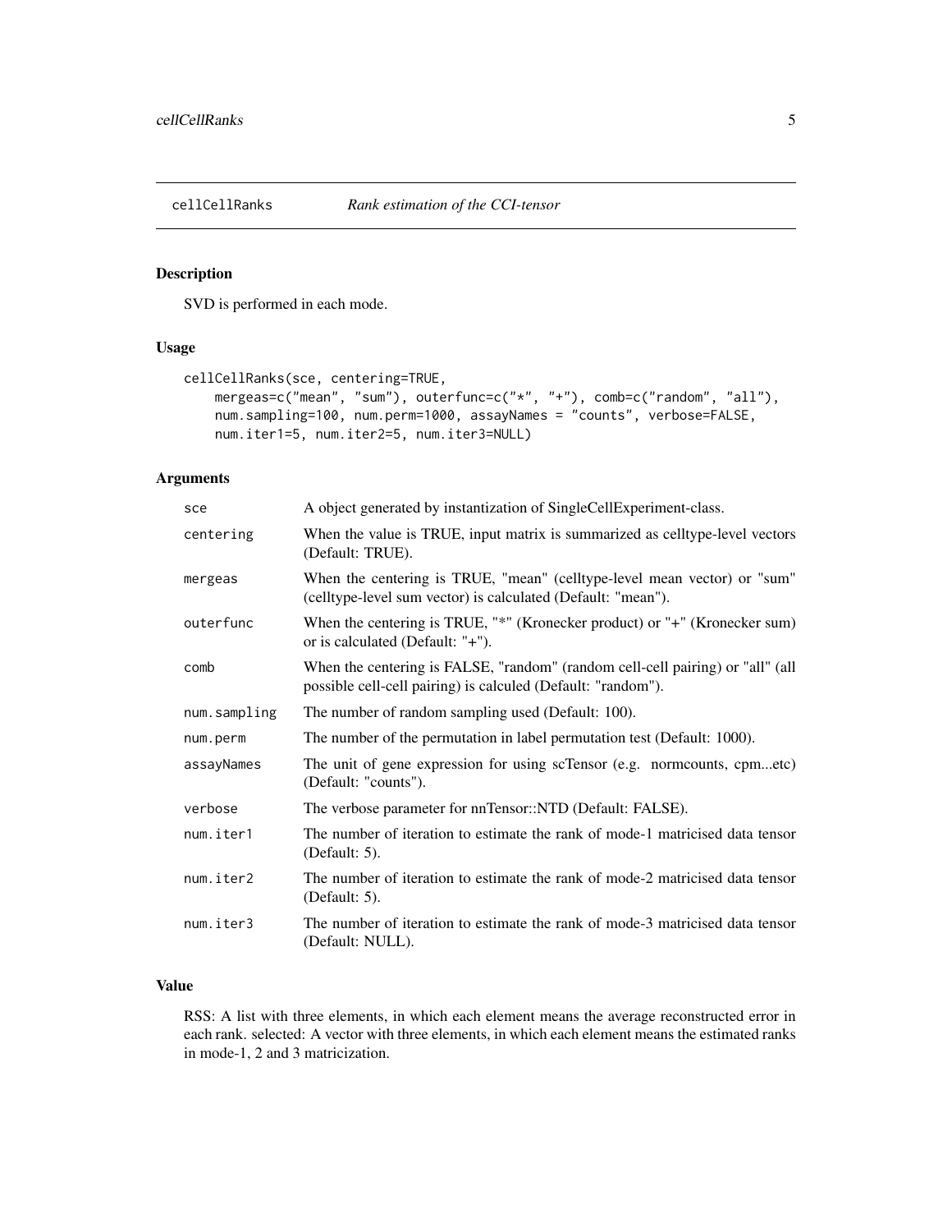## cellCellRanks — *Rank estimation of the CCI-tensor*

### Description

SVD is performed in each mode.

### Usage

```
cellCellRanks(sce, centering=TRUE,
    mergeas=c("mean", "sum"), outerfunc=c("*", "+"), comb=c("random", "all"),
    num.sampling=100, num.perm=1000, assayNames = "counts", verbose=FALSE,
    num.iter1=5, num.iter2=5, num.iter3=NULL)
```

### Arguments

| | |
|---|---|
| `sce` | A object generated by instantization of SingleCellExperiment-class. |
| `centering` | When the value is TRUE, input matrix is summarized as celltype-level vectors (Default: TRUE). |
| `mergeas` | When the centering is TRUE, "mean" (celltype-level mean vector) or "sum" (celltype-level sum vector) is calculated (Default: "mean"). |
| `outerfunc` | When the centering is TRUE, "*" (Kronecker product) or "+" (Kronecker sum) or is calculated (Default: "+"). |
| `comb` | When the centering is FALSE, "random" (random cell-cell pairing) or "all" (all possible cell-cell pairing) is calculed (Default: "random"). |
| `num.sampling` | The number of random sampling used (Default: 100). |
| `num.perm` | The number of the permutation in label permutation test (Default: 1000). |
| `assayNames` | The unit of gene expression for using scTensor (e.g. normcounts, cpm...etc) (Default: "counts"). |
| `verbose` | The verbose parameter for nnTensor::NTD (Default: FALSE). |
| `num.iter1` | The number of iteration to estimate the rank of mode-1 matricised data tensor (Default: 5). |
| `num.iter2` | The number of iteration to estimate the rank of mode-2 matricised data tensor (Default: 5). |
| `num.iter3` | The number of iteration to estimate the rank of mode-3 matricised data tensor (Default: NULL). |

### Value

RSS: A list with three elements, in which each element means the average reconstructed error in each rank. selected: A vector with three elements, in which each element means the estimated ranks in mode-1, 2 and 3 matricization.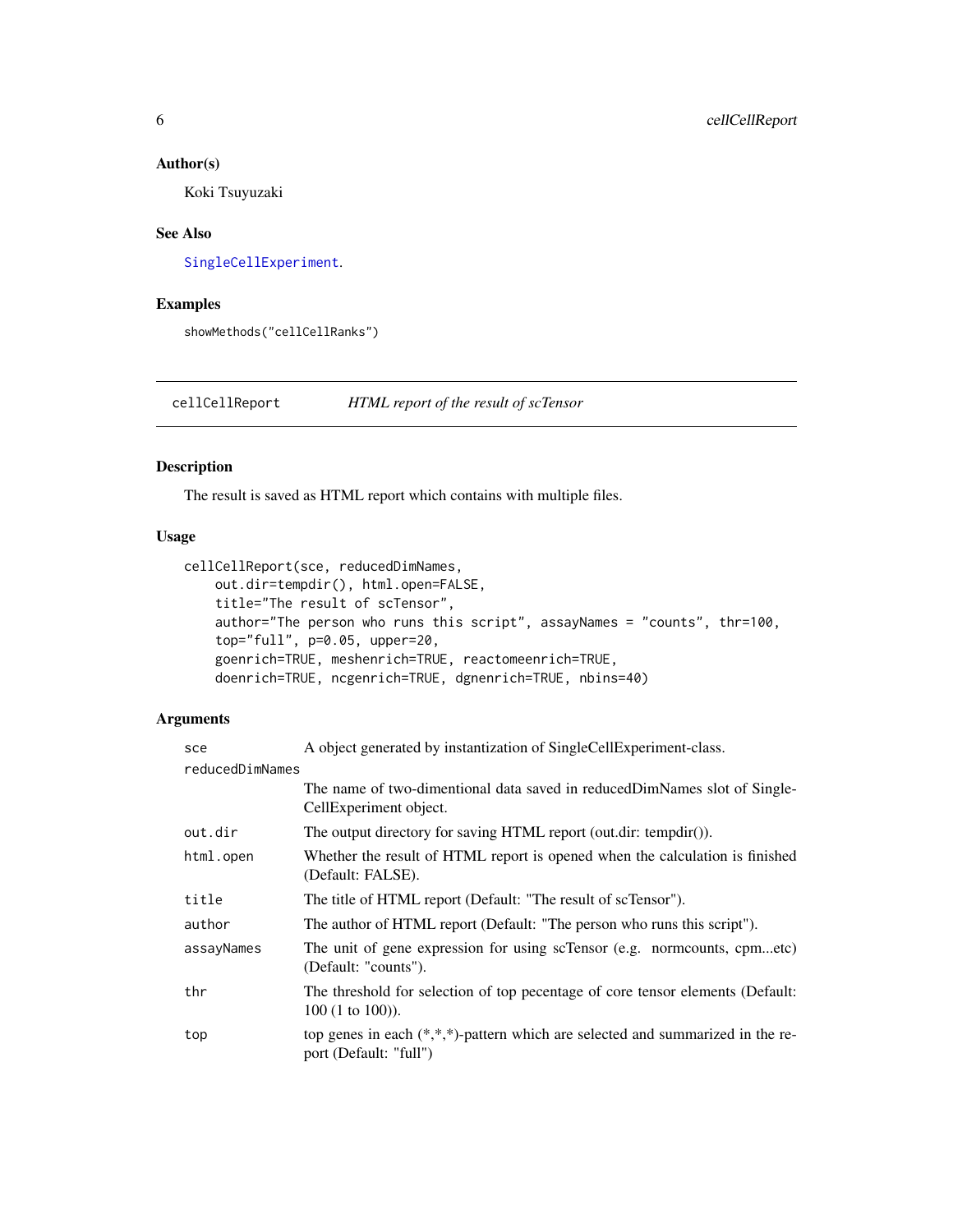### Author(s)

Koki Tsuyuzaki

### See Also

SingleCellExperiment.

### Examples

```
showMethods("cellCellRanks")
```

## cellCellReport    *HTML report of the result of scTensor*

### Description

The result is saved as HTML report which contains with multiple files.

### Usage

```
cellCellReport(sce, reducedDimNames,
    out.dir=tempdir(), html.open=FALSE,
    title="The result of scTensor",
    author="The person who runs this script", assayNames = "counts", thr=100,
    top="full", p=0.05, upper=20,
    goenrich=TRUE, meshenrich=TRUE, reactomeenrich=TRUE,
    doenrich=TRUE, ncgenrich=TRUE, dgnenrich=TRUE, nbins=40)
```

### Arguments

| | |
|---|---|
| `sce` | A object generated by instantization of SingleCellExperiment-class. |
| `reducedDimNames` | The name of two-dimentional data saved in reducedDimNames slot of SingleCellExperiment object. |
| `out.dir` | The output directory for saving HTML report (out.dir: tempdir()). |
| `html.open` | Whether the result of HTML report is opened when the calculation is finished (Default: FALSE). |
| `title` | The title of HTML report (Default: "The result of scTensor"). |
| `author` | The author of HTML report (Default: "The person who runs this script"). |
| `assayNames` | The unit of gene expression for using scTensor (e.g. normcounts, cpm...etc) (Default: "counts"). |
| `thr` | The threshold for selection of top pecentage of core tensor elements (Default: 100 (1 to 100)). |
| `top` | top genes in each (*,*,*)-pattern which are selected and summarized in the report (Default: "full") |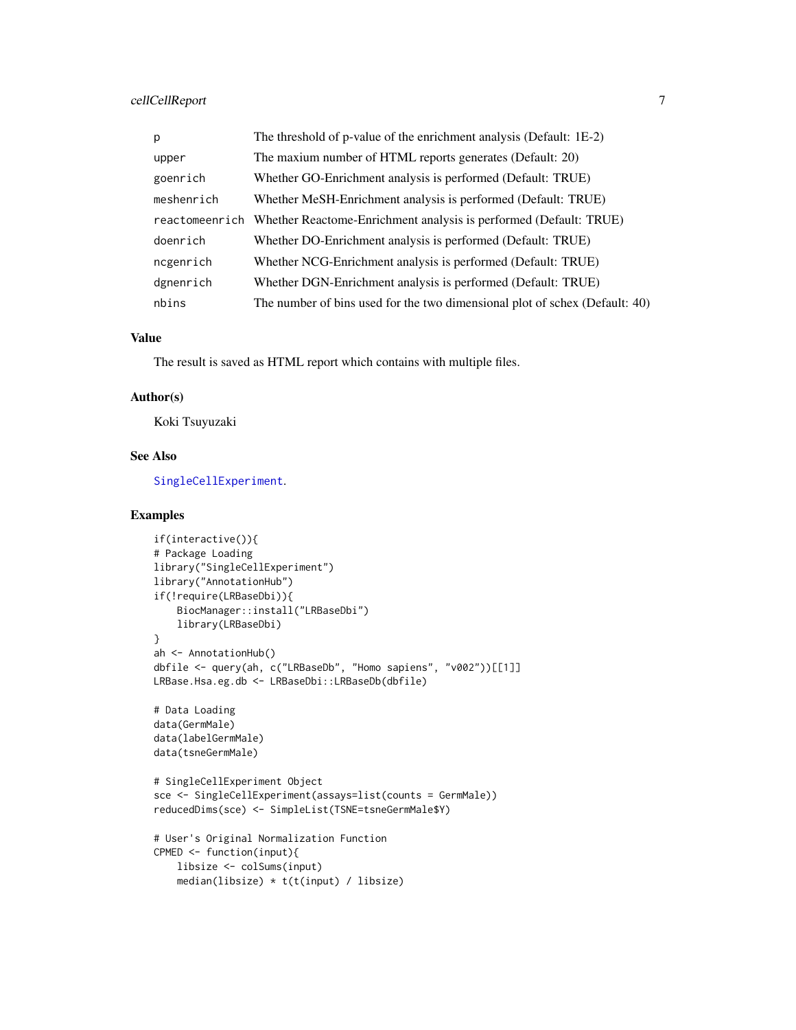| | |
|---|---|
| p | The threshold of p-value of the enrichment analysis (Default: 1E-2) |
| upper | The maxium number of HTML reports generates (Default: 20) |
| goenrich | Whether GO-Enrichment analysis is performed (Default: TRUE) |
| meshenrich | Whether MeSH-Enrichment analysis is performed (Default: TRUE) |
| reactomeenrich | Whether Reactome-Enrichment analysis is performed (Default: TRUE) |
| doenrich | Whether DO-Enrichment analysis is performed (Default: TRUE) |
| ncgenrich | Whether NCG-Enrichment analysis is performed (Default: TRUE) |
| dgnenrich | Whether DGN-Enrichment analysis is performed (Default: TRUE) |
| nbins | The number of bins used for the two dimensional plot of schex (Default: 40) |

### Value

The result is saved as HTML report which contains with multiple files.

### Author(s)

Koki Tsuyuzaki

### See Also

SingleCellExperiment.

### Examples

```
if(interactive()){
# Package Loading
library("SingleCellExperiment")
library("AnnotationHub")
if(!require(LRBaseDbi)){
    BiocManager::install("LRBaseDbi")
    library(LRBaseDbi)
}
ah <- AnnotationHub()
dbfile <- query(ah, c("LRBaseDb", "Homo sapiens", "v002"))[[1]]
LRBase.Hsa.eg.db <- LRBaseDbi::LRBaseDb(dbfile)

# Data Loading
data(GermMale)
data(labelGermMale)
data(tsneGermMale)

# SingleCellExperiment Object
sce <- SingleCellExperiment(assays=list(counts = GermMale))
reducedDims(sce) <- SimpleList(TSNE=tsneGermMale$Y)

# User's Original Normalization Function
CPMED <- function(input){
    libsize <- colSums(input)
    median(libsize) * t(t(input) / libsize)
```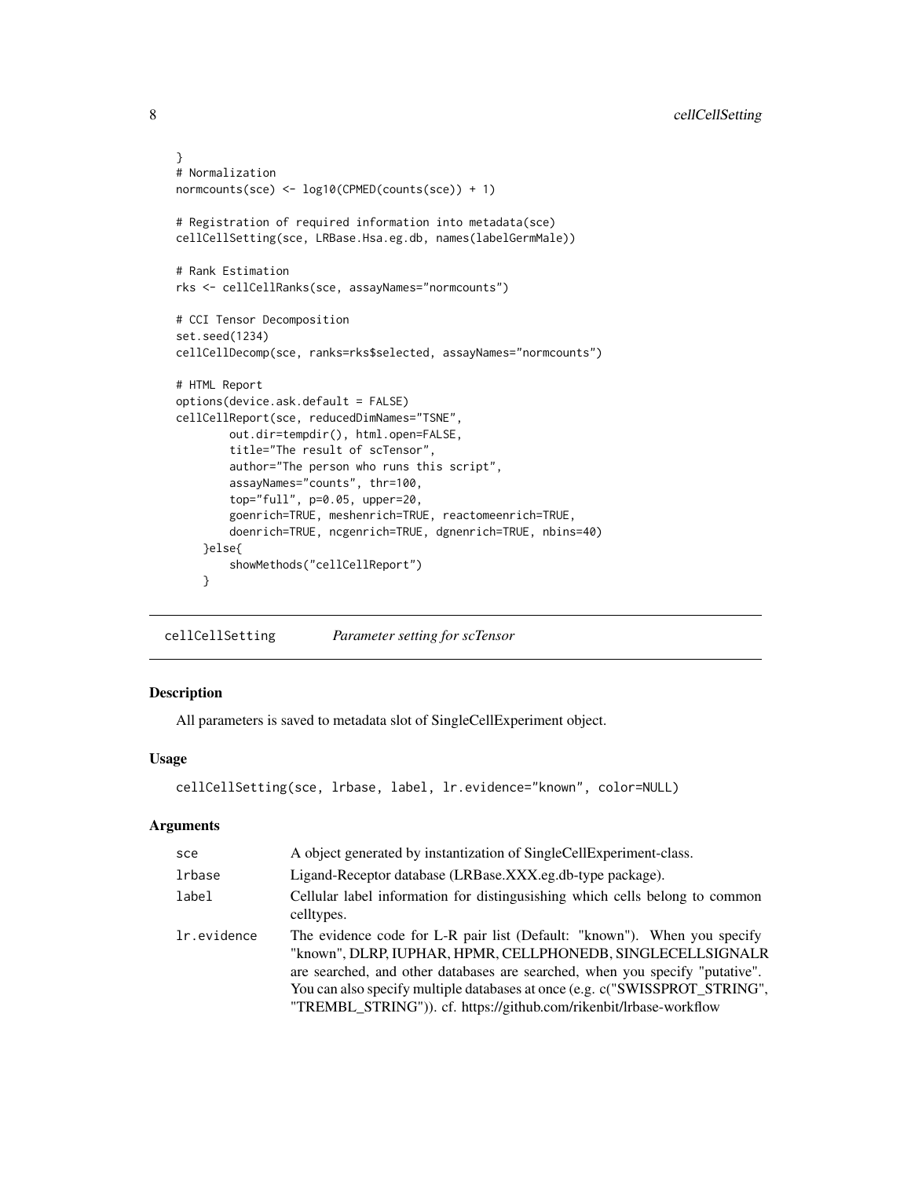```
}
# Normalization
normcounts(sce) <- log10(CPMED(counts(sce)) + 1)

# Registration of required information into metadata(sce)
cellCellSetting(sce, LRBase.Hsa.eg.db, names(labelGermMale))

# Rank Estimation
rks <- cellCellRanks(sce, assayNames="normcounts")

# CCI Tensor Decomposition
set.seed(1234)
cellCellDecomp(sce, ranks=rks$selected, assayNames="normcounts")

# HTML Report
options(device.ask.default = FALSE)
cellCellReport(sce, reducedDimNames="TSNE",
        out.dir=tempdir(), html.open=FALSE,
        title="The result of scTensor",
        author="The person who runs this script",
        assayNames="counts", thr=100,
        top="full", p=0.05, upper=20,
        goenrich=TRUE, meshenrich=TRUE, reactomeenrich=TRUE,
        doenrich=TRUE, ncgenrich=TRUE, dgnenrich=TRUE, nbins=40)
    }else{
        showMethods("cellCellReport")
    }
```

## cellCellSetting — *Parameter setting for scTensor*

### Description

All parameters is saved to metadata slot of SingleCellExperiment object.

### Usage

```
cellCellSetting(sce, lrbase, label, lr.evidence="known", color=NULL)
```

### Arguments

| | |
|---|---|
| sce | A object generated by instantization of SingleCellExperiment-class. |
| lrbase | Ligand-Receptor database (LRBase.XXX.eg.db-type package). |
| label | Cellular label information for distingusishing which cells belong to common celltypes. |
| lr.evidence | The evidence code for L-R pair list (Default: "known"). When you specify "known", DLRP, IUPHAR, HPMR, CELLPHONEDB, SINGLECELLSIGNALR are searched, and other databases are searched, when you specify "putative". You can also specify multiple databases at once (e.g. c("SWISSPROT_STRING", "TREMBL_STRING")). cf. https://github.com/rikenbit/lrbase-workflow |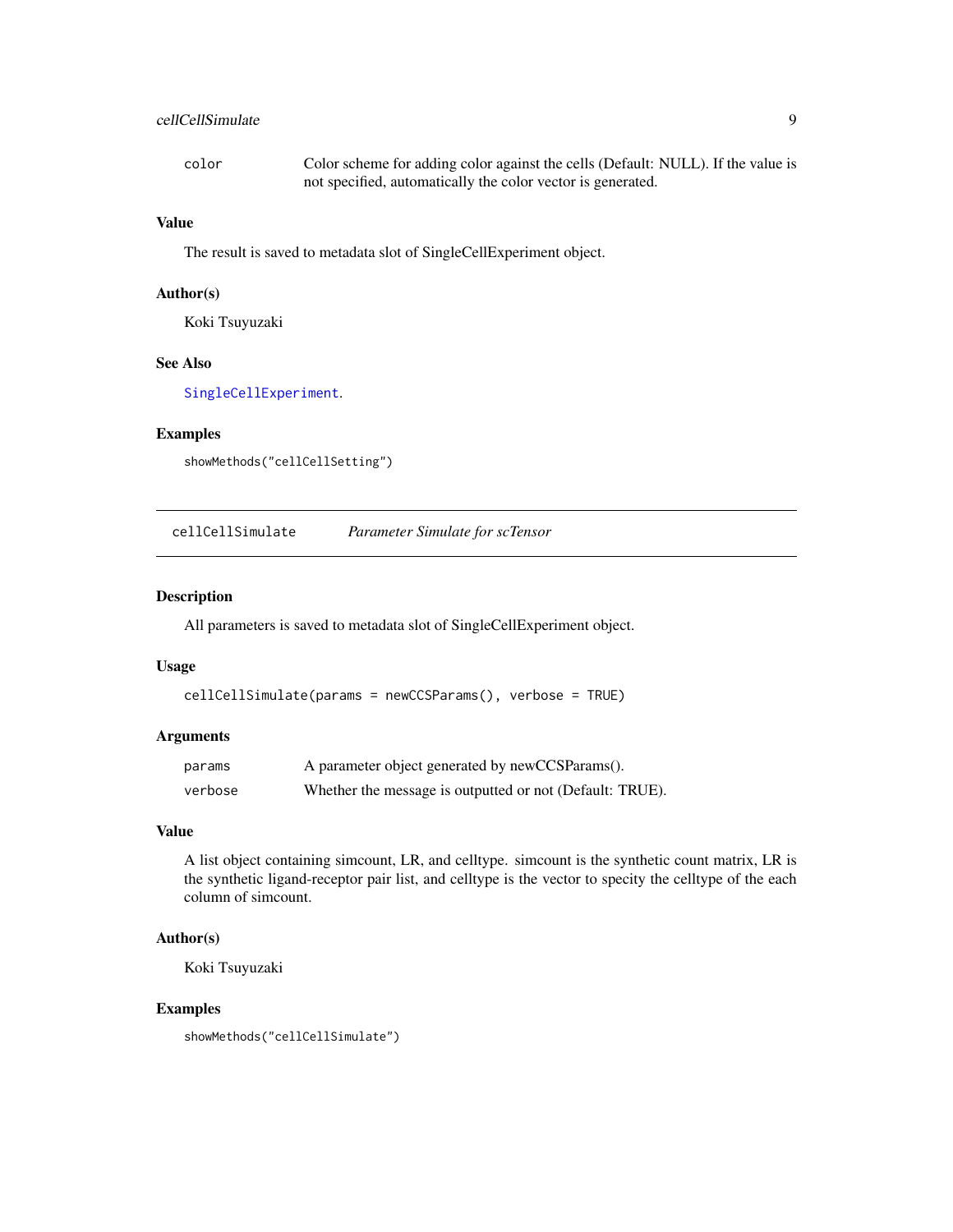| | |
|---|---|
| color | Color scheme for adding color against the cells (Default: NULL). If the value is not specified, automatically the color vector is generated. |

### Value

The result is saved to metadata slot of SingleCellExperiment object.

### Author(s)

Koki Tsuyuzaki

### See Also

SingleCellExperiment.

### Examples

```
showMethods("cellCellSetting")
```

---

## cellCellSimulate *Parameter Simulate for scTensor*

### Description

All parameters is saved to metadata slot of SingleCellExperiment object.

### Usage

```
cellCellSimulate(params = newCCSParams(), verbose = TRUE)
```

### Arguments

| | |
|---|---|
| params | A parameter object generated by newCCSParams(). |
| verbose | Whether the message is outputted or not (Default: TRUE). |

### Value

A list object containing simcount, LR, and celltype. simcount is the synthetic count matrix, LR is the synthetic ligand-receptor pair list, and celltype is the vector to specity the celltype of the each column of simcount.

### Author(s)

Koki Tsuyuzaki

### Examples

```
showMethods("cellCellSimulate")
```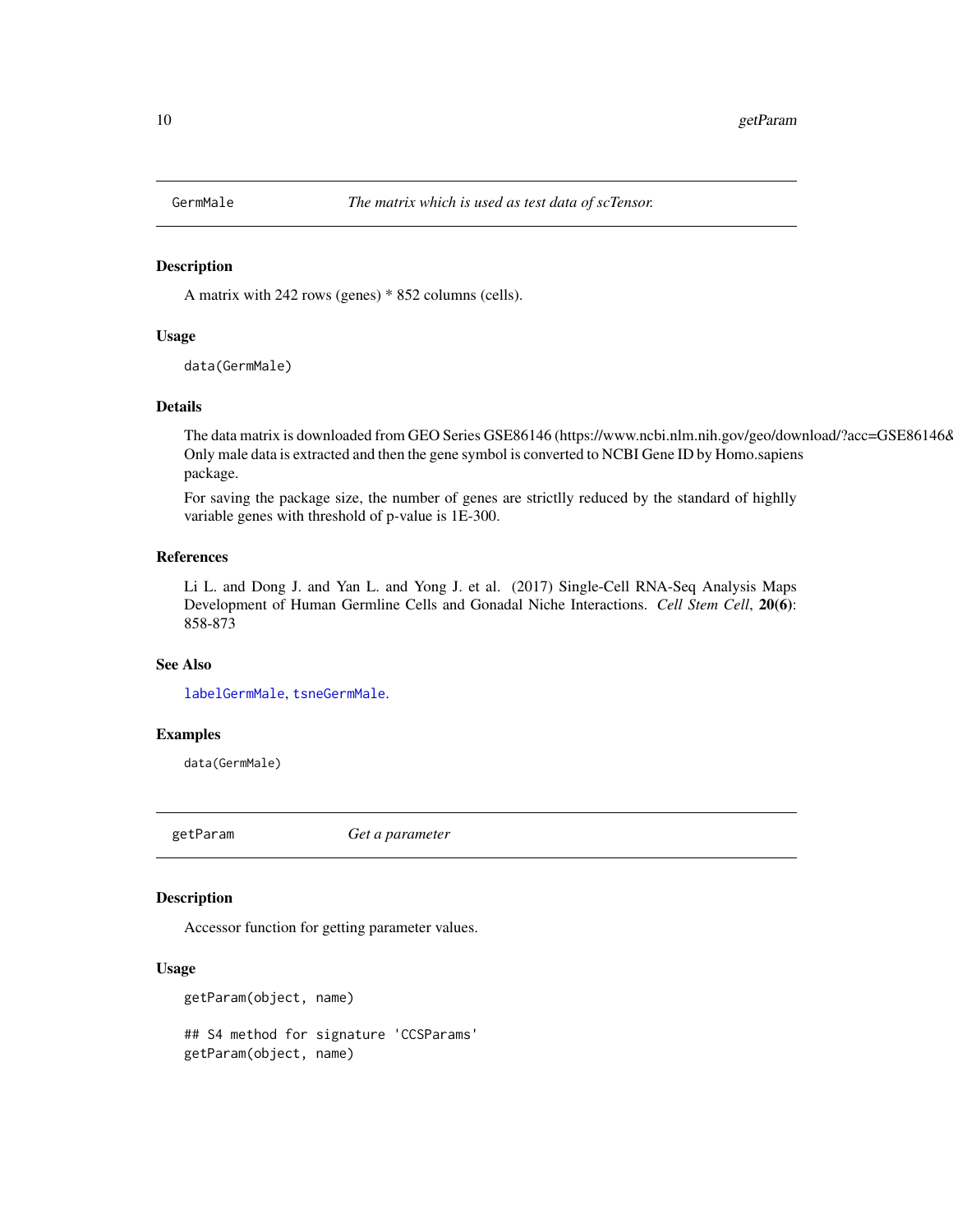## GermMale *The matrix which is used as test data of scTensor.*

### Description

A matrix with 242 rows (genes) * 852 columns (cells).

### Usage

```
data(GermMale)
```

### Details

The data matrix is downloaded from GEO Series GSE86146 (https://www.ncbi.nlm.nih.gov/geo/download/?acc=GSE86146& Only male data is extracted and then the gene symbol is converted to NCBI Gene ID by Homo.sapiens package.

For saving the package size, the number of genes are strictlly reduced by the standard of highlly variable genes with threshold of p-value is 1E-300.

### References

Li L. and Dong J. and Yan L. and Yong J. et al. (2017) Single-Cell RNA-Seq Analysis Maps Development of Human Germline Cells and Gonadal Niche Interactions. *Cell Stem Cell*, **20(6)**: 858-873

### See Also

labelGermMale, tsneGermMale.

### Examples

```
data(GermMale)
```

## getParam *Get a parameter*

### Description

Accessor function for getting parameter values.

### Usage

```
getParam(object, name)

## S4 method for signature 'CCSParams'
getParam(object, name)
```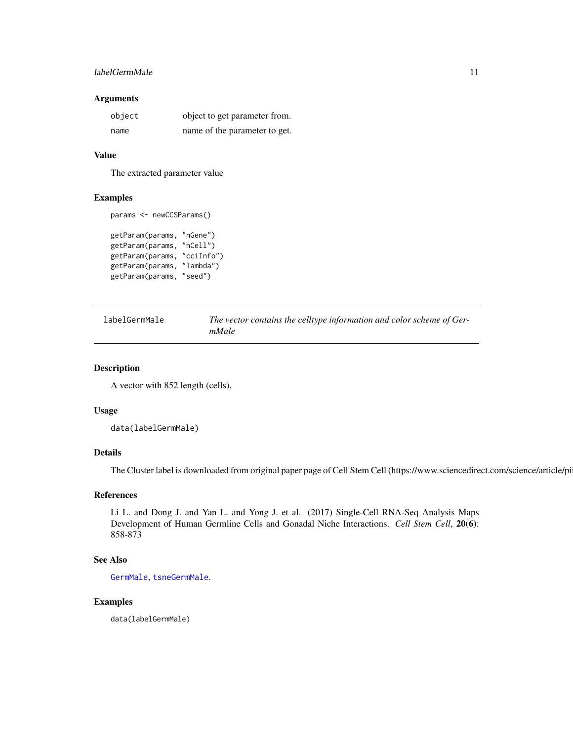### Arguments

| | |
|---|---|
| `object` | object to get parameter from. |
| `name` | name of the parameter to get. |

### Value

The extracted parameter value

### Examples

```
params <- newCCSParams()

getParam(params, "nGene")
getParam(params, "nCell")
getParam(params, "cciInfo")
getParam(params, "lambda")
getParam(params, "seed")
```

---

## labelGermMale — *The vector contains the celltype information and color scheme of GermMale*

---

### Description

A vector with 852 length (cells).

### Usage

```
data(labelGermMale)
```

### Details

The Cluster label is downloaded from original paper page of Cell Stem Cell (https://www.sciencedirect.com/science/article/pii

### References

Li L. and Dong J. and Yan L. and Yong J. et al. (2017) Single-Cell RNA-Seq Analysis Maps Development of Human Germline Cells and Gonadal Niche Interactions. *Cell Stem Cell*, **20(6)**: 858-873

### See Also

`GermMale`, `tsneGermMale`.

### Examples

```
data(labelGermMale)
```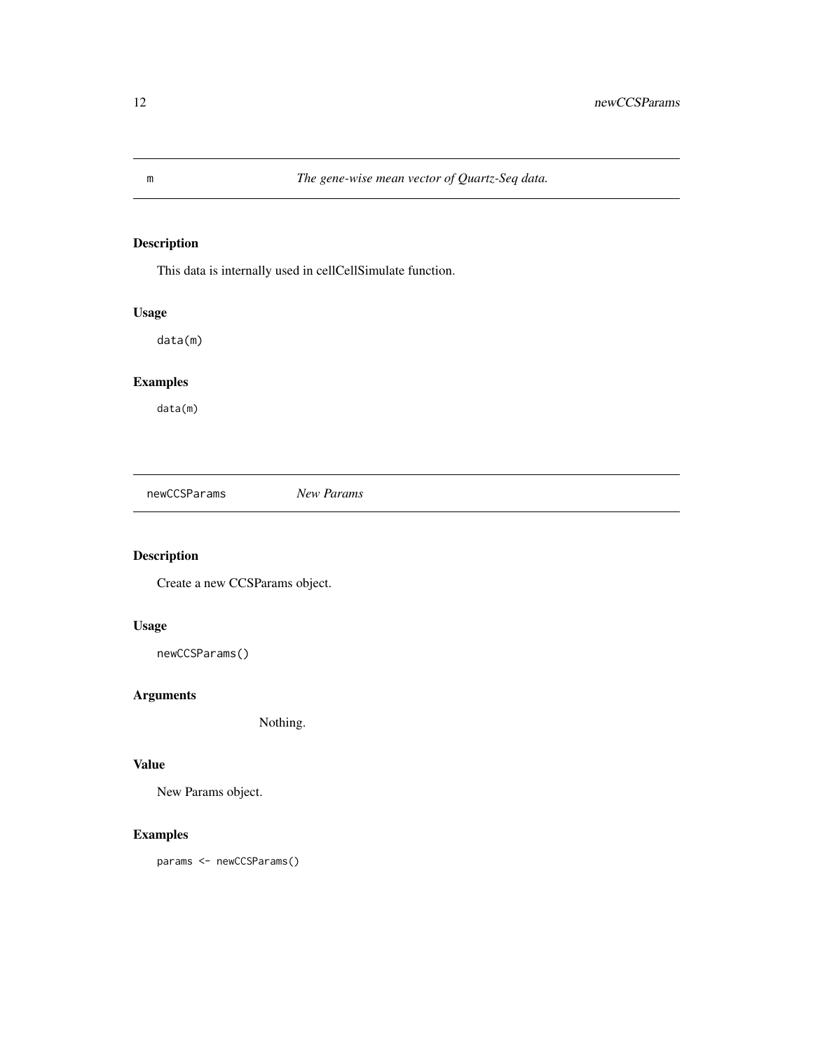## m *The gene-wise mean vector of Quartz-Seq data.*

### Description

This data is internally used in cellCellSimulate function.

### Usage

```
data(m)
```

### Examples

```
data(m)
```

## newCCSParams *New Params*

### Description

Create a new CCSParams object.

### Usage

```
newCCSParams()
```

### Arguments

Nothing.

### Value

New Params object.

### Examples

```
params <- newCCSParams()
```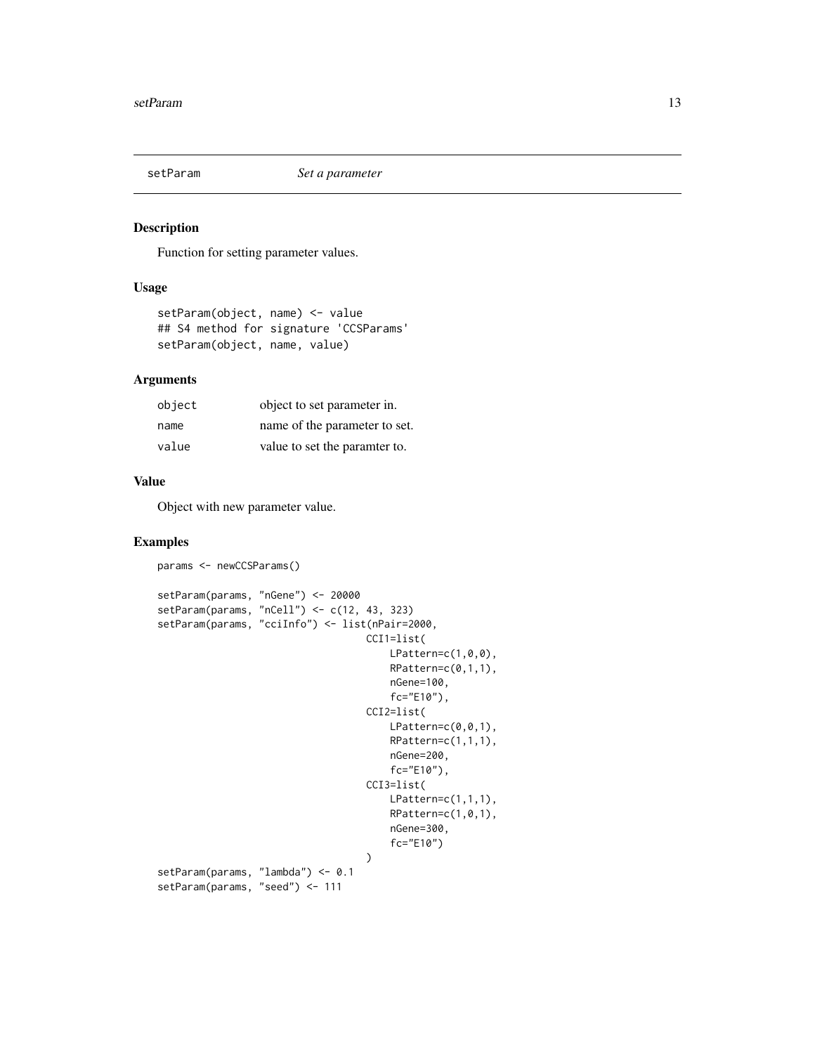# setParam *Set a parameter*

## Description

Function for setting parameter values.

## Usage

```
setParam(object, name) <- value
## S4 method for signature 'CCSParams'
setParam(object, name, value)
```

## Arguments

| | |
|---|---|
| object | object to set parameter in. |
| name | name of the parameter to set. |
| value | value to set the paramter to. |

## Value

Object with new parameter value.

## Examples

```
params <- newCCSParams()

setParam(params, "nGene") <- 20000
setParam(params, "nCell") <- c(12, 43, 323)
setParam(params, "cciInfo") <- list(nPair=2000,
                                    CCI1=list(
                                        LPattern=c(1,0,0),
                                        RPattern=c(0,1,1),
                                        nGene=100,
                                        fc="E10"),
                                    CCI2=list(
                                        LPattern=c(0,0,1),
                                        RPattern=c(1,1,1),
                                        nGene=200,
                                        fc="E10"),
                                    CCI3=list(
                                        LPattern=c(1,1,1),
                                        RPattern=c(1,0,1),
                                        nGene=300,
                                        fc="E10")
                                    )
setParam(params, "lambda") <- 0.1
setParam(params, "seed") <- 111
```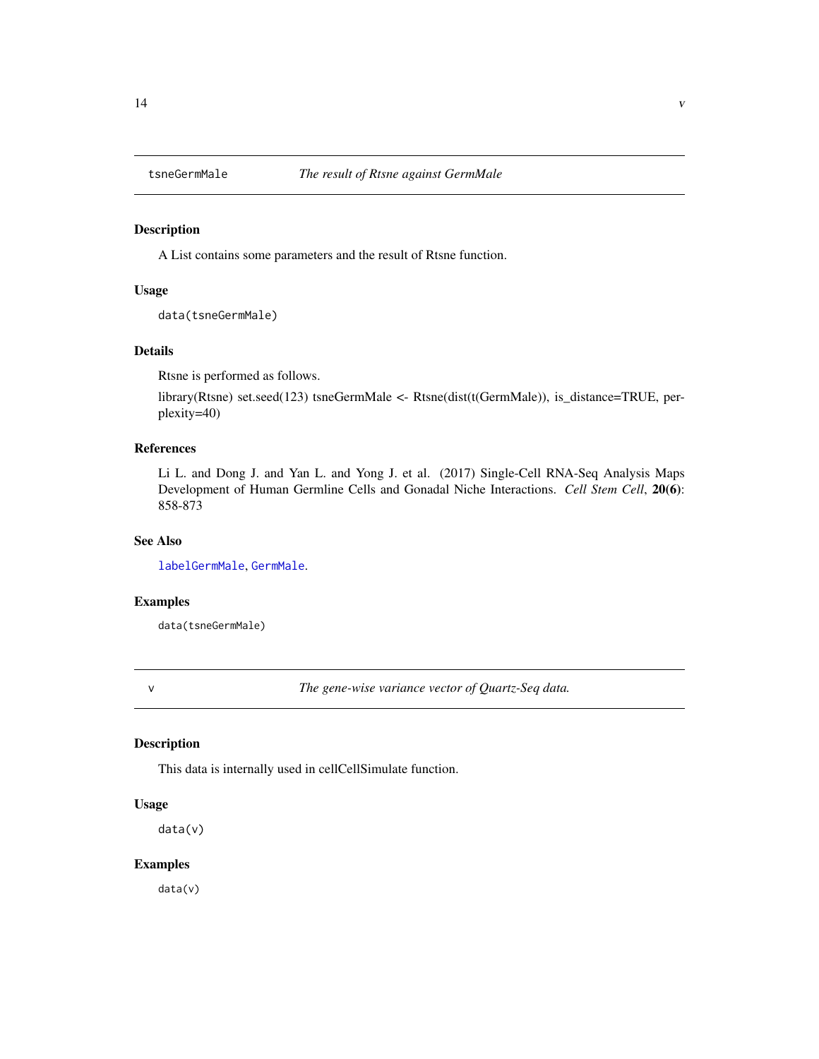## tsneGermMale — *The result of Rtsne against GermMale*

### Description

A List contains some parameters and the result of Rtsne function.

### Usage

```
data(tsneGermMale)
```

### Details

Rtsne is performed as follows.

library(Rtsne) set.seed(123) tsneGermMale <- Rtsne(dist(t(GermMale)), is_distance=TRUE, perplexity=40)

### References

Li L. and Dong J. and Yan L. and Yong J. et al. (2017) Single-Cell RNA-Seq Analysis Maps Development of Human Germline Cells and Gonadal Niche Interactions. *Cell Stem Cell*, **20(6)**: 858-873

### See Also

labelGermMale, GermMale.

### Examples

```
data(tsneGermMale)
```

## v — *The gene-wise variance vector of Quartz-Seq data.*

### Description

This data is internally used in cellCellSimulate function.

### Usage

```
data(v)
```

### Examples

```
data(v)
```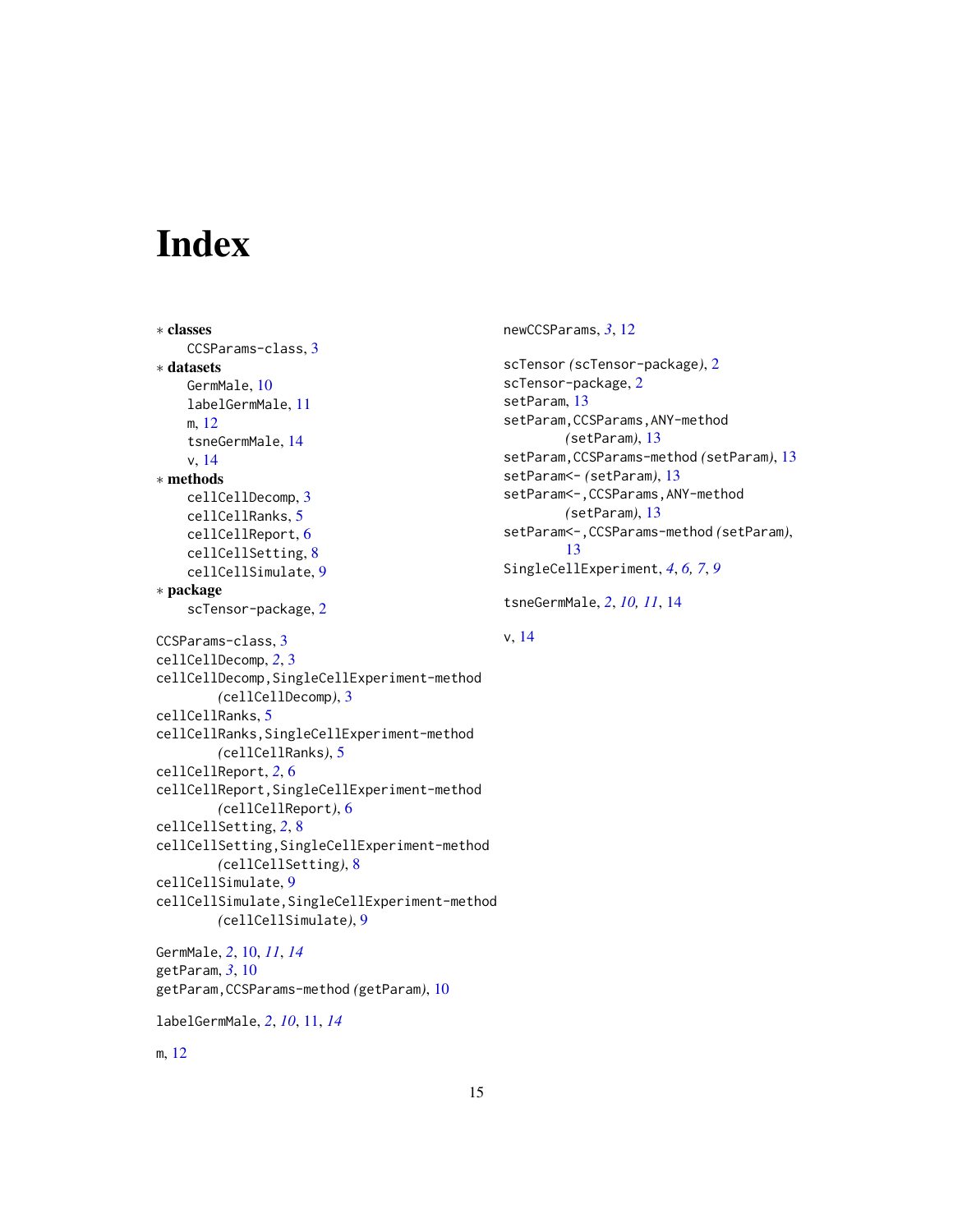# Index

∗ **classes**
  CCSParams-class, 3
∗ **datasets**
  GermMale, 10
  labelGermMale, 11
  m, 12
  tsneGermMale, 14
  v, 14
∗ **methods**
  cellCellDecomp, 3
  cellCellRanks, 5
  cellCellReport, 6
  cellCellSetting, 8
  cellCellSimulate, 9
∗ **package**
  scTensor-package, 2

CCSParams-class, 3
cellCellDecomp, *2*, 3
cellCellDecomp,SingleCellExperiment-method *(cellCellDecomp)*, 3
cellCellRanks, 5
cellCellRanks,SingleCellExperiment-method *(cellCellRanks)*, 5
cellCellReport, *2*, 6
cellCellReport,SingleCellExperiment-method *(cellCellReport)*, 6
cellCellSetting, *2*, 8
cellCellSetting,SingleCellExperiment-method *(cellCellSetting)*, 8
cellCellSimulate, 9
cellCellSimulate,SingleCellExperiment-method *(cellCellSimulate)*, 9

GermMale, *2*, 10, *11*, *14*
getParam, *3*, 10
getParam,CCSParams-method *(getParam)*, 10

labelGermMale, *2*, *10*, 11, *14*

m, 12

newCCSParams, *3*, 12

scTensor *(scTensor-package)*, 2
scTensor-package, 2
setParam, 13
setParam,CCSParams,ANY-method *(setParam)*, 13
setParam,CCSParams-method *(setParam)*, 13
setParam<- *(setParam)*, 13
setParam<-,CCSParams,ANY-method *(setParam)*, 13
setParam<-,CCSParams-method *(setParam)*, 13
SingleCellExperiment, *4*, *6*, *7*, *9*

tsneGermMale, *2*, *10*, *11*, 14

v, 14